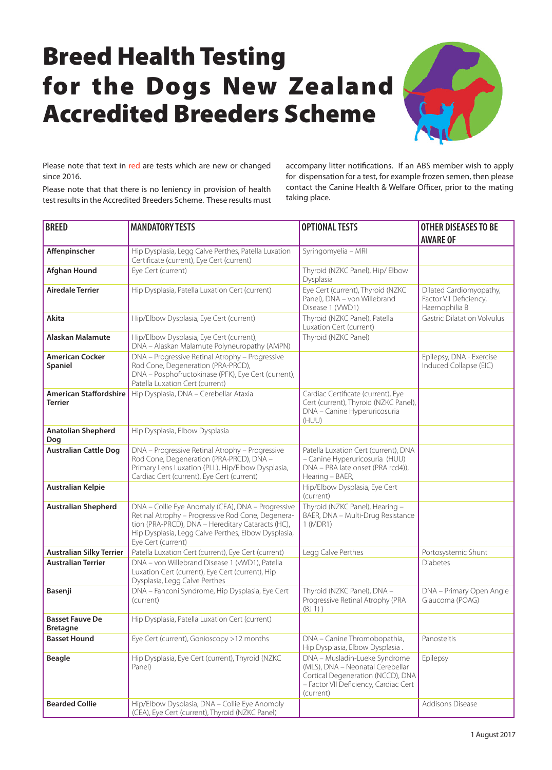# Breed Health Testing for the Dogs New Zealand Accredited Breeders Scheme

Please note that text in red are tests which are new or changed since 2016.

Please note that that there is no leniency in provision of health test results in the Accredited Breeders Scheme. These results must accompany litter notifications. If an ABS member wish to apply for dispensation for a test, for example frozen semen, then please contact the Canine Health & Welfare Officer, prior to the mating taking place.

| BREED | MANDATORY TESTS | OPTIONAL TESTS | OTHER DISEASES TO BE AWARE OF |
|---|---|---|---|
| **Affenpinscher** | Hip Dysplasia, Legg Calve Perthes, Patella Luxation Certificate (current), Eye Cert (current) | Syringomyelia – MRI | |
| **Afghan Hound** | Eye Cert (current) | Thyroid (NZKC Panel), Hip/ Elbow Dysplasia | |
| **Airedale Terrier** | Hip Dysplasia, Patella Luxation Cert (current) | Eye Cert (current), Thyroid (NZKC Panel), DNA – von Willebrand Disease 1 (VWD1) | Dilated Cardiomyopathy, Factor VII Deficiency, Haemophilia B |
| **Akita** | Hip/Elbow Dysplasia, Eye Cert (current) | Thyroid (NZKC Panel), Patella Luxation Cert (current) | Gastric Dilatation Volvulus |
| **Alaskan Malamute** | Hip/Elbow Dysplasia, Eye Cert (current), DNA – Alaskan Malamute Polyneuropathy (AMPN) | Thyroid (NZKC Panel) | |
| **American Cocker Spaniel** | DNA – Progressive Retinal Atrophy – Progressive Rod Cone, Degeneration (PRA-PRCD), DNA – Posphofructokinase (PFK), Eye Cert (current), Patella Luxation Cert (current) | | Epilepsy, DNA - Exercise Induced Collapse (EIC) |
| **American Staffordshire Terrier** | Hip Dysplasia, DNA – Cerebellar Ataxia | Cardiac Certificate (current), Eye Cert (current), Thyroid (NZKC Panel), DNA – Canine Hyperuricosuria (HUU) | |
| **Anatolian Shepherd Dog** | Hip Dysplasia, Elbow Dysplasia | | |
| **Australian Cattle Dog** | DNA – Progressive Retinal Atrophy – Progressive Rod Cone, Degeneration (PRA-PRCD), DNA – Primary Lens Luxation (PLL), Hip/Elbow Dysplasia, Cardiac Cert (current), Eye Cert (current) | Patella Luxation Cert (current), DNA – Canine Hyperuricosuria (HUU) DNA – PRA late onset (PRA rcd4)), Hearing – BAER, | |
| **Australian Kelpie** | | Hip/Elbow Dysplasia, Eye Cert (current) | |
| **Australian Shepherd** | DNA – Collie Eye Anomaly (CEA), DNA – Progressive Retinal Atrophy – Progressive Rod Cone, Degeneration (PRA-PRCD), DNA – Hereditary Cataracts (HC), Hip Dysplasia, Legg Calve Perthes, Elbow Dysplasia, Eye Cert (current) | Thyroid (NZKC Panel), Hearing – BAER, DNA – Multi-Drug Resistance 1 (MDR1) | |
| **Australian Silky Terrier** | Patella Luxation Cert (current), Eye Cert (current) | Legg Calve Perthes | Portosystemic Shunt |
| **Australian Terrier** | DNA – von Willebrand Disease 1 (vWD1), Patella Luxation Cert (current), Eye Cert (current), Hip Dysplasia, Legg Calve Perthes | | Diabetes |
| **Basenji** | DNA – Fanconi Syndrome, Hip Dysplasia, Eye Cert (current) | Thyroid (NZKC Panel), DNA – Progressive Retinal Atrophy (PRA (BJ 1) ) | DNA – Primary Open Angle Glaucoma (POAG) |
| **Basset Fauve De Bretagne** | Hip Dysplasia, Patella Luxation Cert (current) | | |
| **Basset Hound** | Eye Cert (current), Gonioscopy >12 months | DNA – Canine Thromobopathia, Hip Dysplasia, Elbow Dysplasia . | Panosteitis |
| **Beagle** | Hip Dysplasia, Eye Cert (current), Thyroid (NZKC Panel) | DNA – Musladin-Lueke Syndrome (MLS), DNA – Neonatal Cerebellar Cortical Degeneration (NCCD), DNA – Factor VII Deficiency, Cardiac Cert (current) | Epilepsy |
| **Bearded Collie** | Hip/Elbow Dysplasia, DNA – Collie Eye Anomoly (CEA), Eye Cert (current), Thyroid (NZKC Panel) | | Addisons Disease |

1 August 2017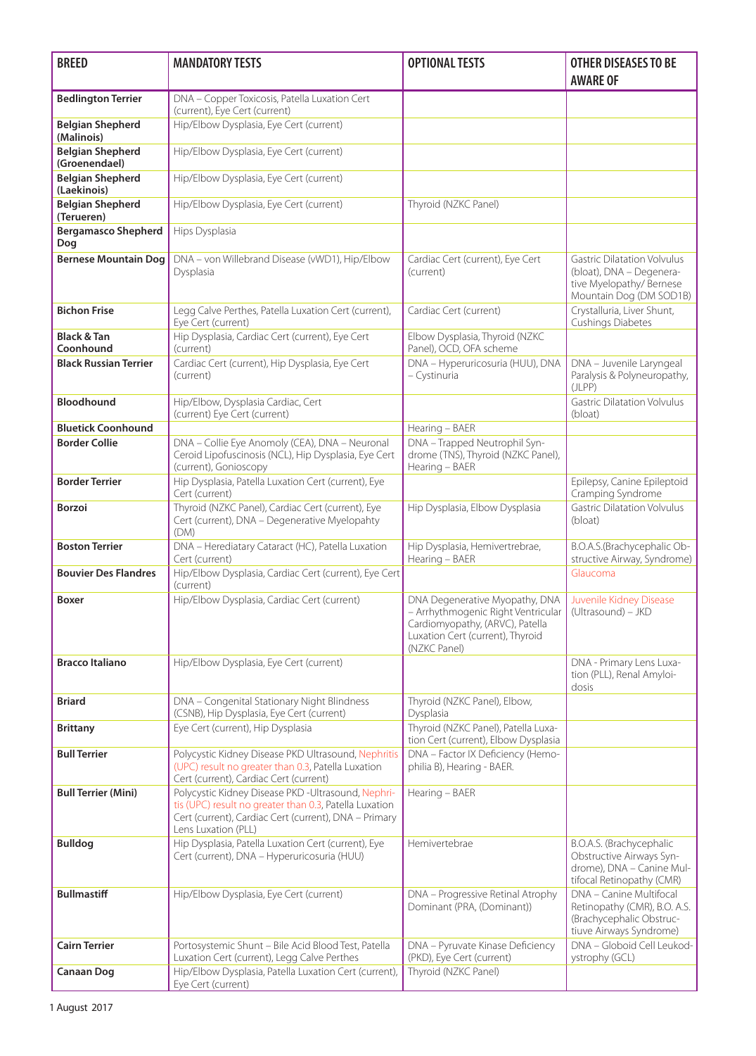| BREED | MANDATORY TESTS | OPTIONAL TESTS | OTHER DISEASES TO BE AWARE OF |
|---|---|---|---|
| **Bedlington Terrier** | DNA – Copper Toxicosis, Patella Luxation Cert (current), Eye Cert (current) | | |
| **Belgian Shepherd (Malinois)** | Hip/Elbow Dysplasia, Eye Cert (current) | | |
| **Belgian Shepherd (Groenendael)** | Hip/Elbow Dysplasia, Eye Cert (current) | | |
| **Belgian Shepherd (Laekinois)** | Hip/Elbow Dysplasia, Eye Cert (current) | | |
| **Belgian Shepherd (Terueren)** | Hip/Elbow Dysplasia, Eye Cert (current) | Thyroid (NZKC Panel) | |
| **Bergamasco Shepherd Dog** | Hips Dysplasia | | |
| **Bernese Mountain Dog** | DNA – von Willebrand Disease (vWD1), Hip/Elbow Dysplasia | Cardiac Cert (current), Eye Cert (current) | Gastric Dilatation Volvulus (bloat), DNA – Degenerative Myelopathy/ Bernese Mountain Dog (DM SOD1B) |
| **Bichon Frise** | Legg Calve Perthes, Patella Luxation Cert (current), Eye Cert (current) | Cardiac Cert (current) | Crystalluria, Liver Shunt, Cushings Diabetes |
| **Black & Tan Coonhound** | Hip Dysplasia, Cardiac Cert (current), Eye Cert (current) | Elbow Dysplasia, Thyroid (NZKC Panel), OCD, OFA scheme | |
| **Black Russian Terrier** | Cardiac Cert (current), Hip Dysplasia, Eye Cert (current) | DNA – Hyperuricosuria (HUU), DNA – Cystinuria | DNA – Juvenile Laryngeal Paralysis & Polyneuropathy, (JLPP) |
| **Bloodhound** | Hip/Elbow, Dysplasia Cardiac, Cert (current) Eye Cert (current) | | Gastric Dilatation Volvulus (bloat) |
| **Bluetick Coonhound** | | Hearing – BAER | |
| **Border Collie** | DNA – Collie Eye Anomoly (CEA), DNA – Neuronal Ceroid Lipofuscinosis (NCL), Hip Dysplasia, Eye Cert (current), Gonioscopy | DNA – Trapped Neutrophil Syndrome (TNS), Thyroid (NZKC Panel), Hearing – BAER | |
| **Border Terrier** | Hip Dysplasia, Patella Luxation Cert (current), Eye Cert (current) | | Epilepsy, Canine Epileptoid Cramping Syndrome |
| **Borzoi** | Thyroid (NZKC Panel), Cardiac Cert (current), Eye Cert (current), DNA – Degenerative Myelopahty (DM) | Hip Dysplasia, Elbow Dysplasia | Gastric Dilatation Volvulus (bloat) |
| **Boston Terrier** | DNA – Herediatary Cataract (HC), Patella Luxation Cert (current) | Hip Dysplasia, Hemivertrebrae, Hearing – BAER | B.O.A.S.(Brachycephalic Obstructive Airway, Syndrome) |
| **Bouvier Des Flandres** | Hip/Elbow Dysplasia, Cardiac Cert (current), Eye Cert (current) | | Glaucoma |
| **Boxer** | Hip/Elbow Dysplasia, Cardiac Cert (current) | DNA Degenerative Myopathy, DNA – Arrhythmogenic Right Ventricular Cardiomyopathy, (ARVC), Patella Luxation Cert (current), Thyroid (NZKC Panel) | Juvenile Kidney Disease (Ultrasound) – JKD |
| **Bracco Italiano** | Hip/Elbow Dysplasia, Eye Cert (current) | | DNA - Primary Lens Luxation (PLL), Renal Amyloidosis |
| **Briard** | DNA – Congenital Stationary Night Blindness (CSNB), Hip Dysplasia, Eye Cert (current) | Thyroid (NZKC Panel), Elbow, Dysplasia | |
| **Brittany** | Eye Cert (current), Hip Dysplasia | Thyroid (NZKC Panel), Patella Luxation Cert (current), Elbow Dysplasia | |
| **Bull Terrier** | Polycystic Kidney Disease PKD Ultrasound, Nephritis (UPC) result no greater than 0.3, Patella Luxation Cert (current), Cardiac Cert (current) | DNA – Factor IX Deficiency (Hemophilia B), Hearing - BAER. | |
| **Bull Terrier (Mini)** | Polycystic Kidney Disease PKD -Ultrasound, Nephritis (UPC) result no greater than 0.3, Patella Luxation Cert (current), Cardiac Cert (current), DNA – Primary Lens Luxation (PLL) | Hearing – BAER | |
| **Bulldog** | Hip Dysplasia, Patella Luxation Cert (current), Eye Cert (current), DNA – Hyperuricosuria (HUU) | Hemivertebrae | B.O.A.S. (Brachycephalic Obstructive Airways Syndrome), DNA – Canine Multifocal Retinopathy (CMR) |
| **Bullmastiff** | Hip/Elbow Dysplasia, Eye Cert (current) | DNA – Progressive Retinal Atrophy Dominant (PRA, (Dominant)) | DNA – Canine Multifocal Retinopathy (CMR), B.O. A.S. (Brachycephalic Obstructiuve Airways Syndrome) |
| **Cairn Terrier** | Portosystemic Shunt – Bile Acid Blood Test, Patella Luxation Cert (current), Legg Calve Perthes | DNA – Pyruvate Kinase Deficiency (PKD), Eye Cert (current) | DNA – Globoid Cell Leukodystrophy (GCL) |
| **Canaan Dog** | Hip/Elbow Dysplasia, Patella Luxation Cert (current), Eye Cert (current) | Thyroid (NZKC Panel) | |

1 August 2017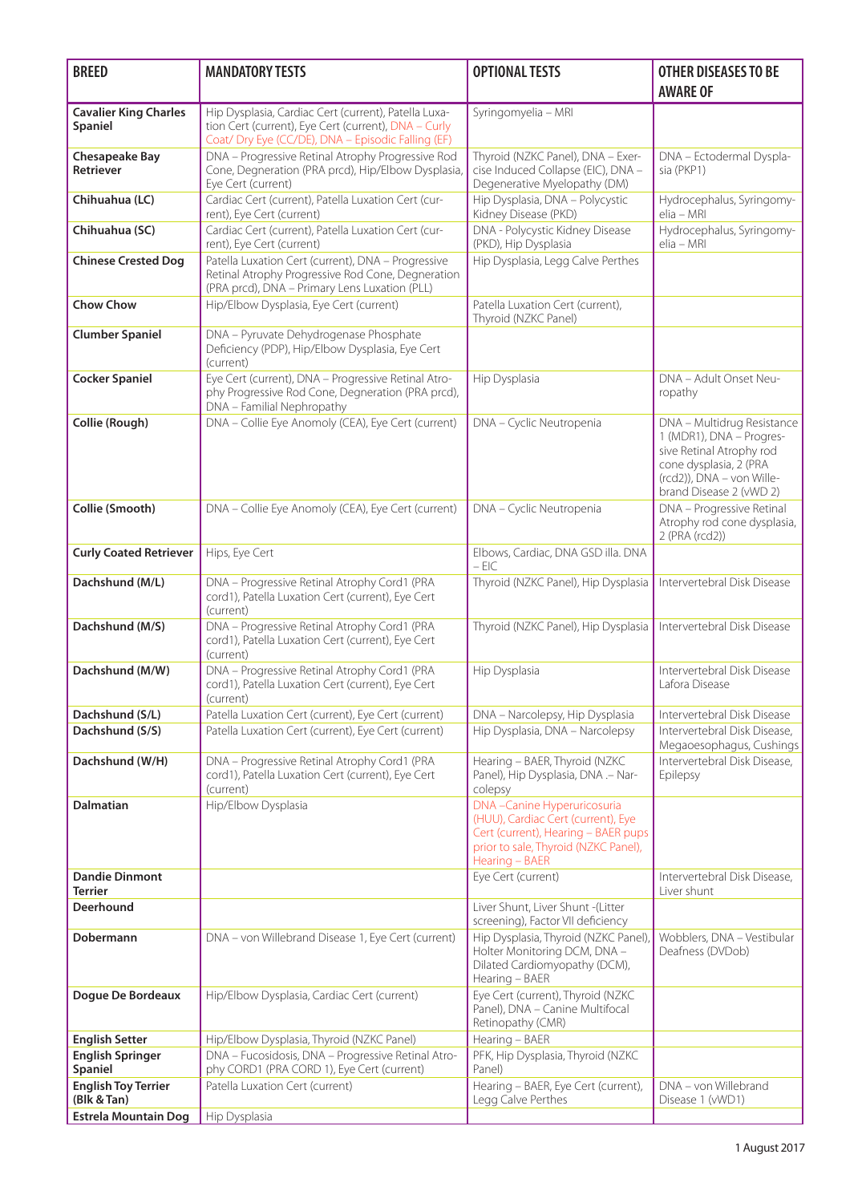| BREED | MANDATORY TESTS | OPTIONAL TESTS | OTHER DISEASES TO BE AWARE OF |
|---|---|---|---|
| **Cavalier King Charles Spaniel** | Hip Dysplasia, Cardiac Cert (current), Patella Luxation Cert (current), Eye Cert (current), DNA – Curly Coat/ Dry Eye (CC/DE), DNA – Episodic Falling (EF) | Syringomyelia – MRI | |
| **Chesapeake Bay Retriever** | DNA – Progressive Retinal Atrophy Progressive Rod Cone, Degneration (PRA prcd), Hip/Elbow Dysplasia, Eye Cert (current) | Thyroid (NZKC Panel), DNA – Exercise Induced Collapse (EIC), DNA – Degenerative Myelopathy (DM) | DNA – Ectodermal Dysplasia (PKP1) |
| **Chihuahua (LC)** | Cardiac Cert (current), Patella Luxation Cert (current), Eye Cert (current) | Hip Dysplasia, DNA – Polycystic Kidney Disease (PKD) | Hydrocephalus, Syringomyelia – MRI |
| **Chihuahua (SC)** | Cardiac Cert (current), Patella Luxation Cert (current), Eye Cert (current) | DNA - Polycystic Kidney Disease (PKD), Hip Dysplasia | Hydrocephalus, Syringomyelia – MRI |
| **Chinese Crested Dog** | Patella Luxation Cert (current), DNA – Progressive Retinal Atrophy Progressive Rod Cone, Degneration (PRA prcd), DNA – Primary Lens Luxation (PLL) | Hip Dysplasia, Legg Calve Perthes | |
| **Chow Chow** | Hip/Elbow Dysplasia, Eye Cert (current) | Patella Luxation Cert (current), Thyroid (NZKC Panel) | |
| **Clumber Spaniel** | DNA – Pyruvate Dehydrogenase Phosphate Deficiency (PDP), Hip/Elbow Dysplasia, Eye Cert (current) | | |
| **Cocker Spaniel** | Eye Cert (current), DNA – Progressive Retinal Atrophy Progressive Rod Cone, Degneration (PRA prcd), DNA – Familial Nephropathy | Hip Dysplasia | DNA – Adult Onset Neuropathy |
| **Collie (Rough)** | DNA – Collie Eye Anomoly (CEA), Eye Cert (current) | DNA – Cyclic Neutropenia | DNA – Multidrug Resistance 1 (MDR1), DNA – Progressive Retinal Atrophy rod cone dysplasia, 2 (PRA (rcd2)), DNA – von Willebrand Disease 2 (vWD 2) |
| **Collie (Smooth)** | DNA – Collie Eye Anomoly (CEA), Eye Cert (current) | DNA – Cyclic Neutropenia | DNA – Progressive Retinal Atrophy rod cone dysplasia, 2 (PRA (rcd2)) |
| **Curly Coated Retriever** | Hips, Eye Cert | Elbows, Cardiac, DNA GSD illa. DNA – EIC | |
| **Dachshund (M/L)** | DNA – Progressive Retinal Atrophy Cord1 (PRA cord1), Patella Luxation Cert (current), Eye Cert (current) | Thyroid (NZKC Panel), Hip Dysplasia | Intervertebral Disk Disease |
| **Dachshund (M/S)** | DNA – Progressive Retinal Atrophy Cord1 (PRA cord1), Patella Luxation Cert (current), Eye Cert (current) | Thyroid (NZKC Panel), Hip Dysplasia | Intervertebral Disk Disease |
| **Dachshund (M/W)** | DNA – Progressive Retinal Atrophy Cord1 (PRA cord1), Patella Luxation Cert (current), Eye Cert (current) | Hip Dysplasia | Intervertebral Disk Disease Lafora Disease |
| **Dachshund (S/L)** | Patella Luxation Cert (current), Eye Cert (current) | DNA – Narcolepsy, Hip Dysplasia | Intervertebral Disk Disease |
| **Dachshund (S/S)** | Patella Luxation Cert (current), Eye Cert (current) | Hip Dysplasia, DNA – Narcolepsy | Intervertebral Disk Disease, Megaoesophagus, Cushings |
| **Dachshund (W/H)** | DNA – Progressive Retinal Atrophy Cord1 (PRA cord1), Patella Luxation Cert (current), Eye Cert (current) | Hearing – BAER, Thyroid (NZKC Panel), Hip Dysplasia, DNA .– Narcolepsy | Intervertebral Disk Disease, Epilepsy |
| **Dalmatian** | Hip/Elbow Dysplasia | DNA –Canine Hyperuricosuria (HUU), Cardiac Cert (current), Eye Cert (current), Hearing – BAER pups prior to sale, Thyroid (NZKC Panel), Hearing – BAER | |
| **Dandie Dinmont Terrier** | | Eye Cert (current) | Intervertebral Disk Disease, Liver shunt |
| **Deerhound** | | Liver Shunt, Liver Shunt -(Litter screening), Factor VII deficiency | |
| **Dobermann** | DNA – von Willebrand Disease 1, Eye Cert (current) | Hip Dysplasia, Thyroid (NZKC Panel), Holter Monitoring DCM, DNA – Dilated Cardiomyopathy (DCM), Hearing – BAER | Wobblers, DNA – Vestibular Deafness (DVDob) |
| **Dogue De Bordeaux** | Hip/Elbow Dysplasia, Cardiac Cert (current) | Eye Cert (current), Thyroid (NZKC Panel), DNA – Canine Multifocal Retinopathy (CMR) | |
| **English Setter** | Hip/Elbow Dysplasia, Thyroid (NZKC Panel) | Hearing – BAER | |
| **English Springer Spaniel** | DNA – Fucosidosis, DNA – Progressive Retinal Atrophy CORD1 (PRA CORD 1), Eye Cert (current) | PFK, Hip Dysplasia, Thyroid (NZKC Panel) | |
| **English Toy Terrier (Blk & Tan)** | Patella Luxation Cert (current) | Hearing – BAER, Eye Cert (current), Legg Calve Perthes | DNA – von Willebrand Disease 1 (vWD1) |
| **Estrela Mountain Dog** | Hip Dysplasia | | |

1 August 2017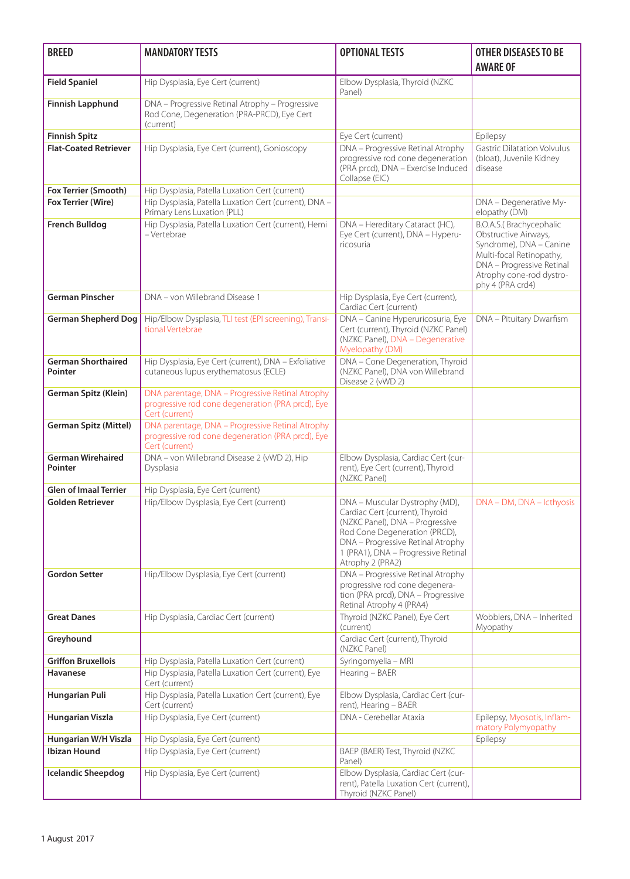| BREED | MANDATORY TESTS | OPTIONAL TESTS | OTHER DISEASES TO BE AWARE OF |
|---|---|---|---|
| **Field Spaniel** | Hip Dysplasia, Eye Cert (current) | Elbow Dysplasia, Thyroid (NZKC Panel) | |
| **Finnish Lapphund** | DNA – Progressive Retinal Atrophy – Progressive Rod Cone, Degeneration (PRA-PRCD), Eye Cert (current) | | |
| **Finnish Spitz** | | Eye Cert (current) | Epilepsy |
| **Flat-Coated Retriever** | Hip Dysplasia, Eye Cert (current), Gonioscopy | DNA – Progressive Retinal Atrophy progressive rod cone degeneration (PRA prcd), DNA – Exercise Induced Collapse (EIC) | Gastric Dilatation Volvulus (bloat), Juvenile Kidney disease |
| **Fox Terrier (Smooth)** | Hip Dysplasia, Patella Luxation Cert (current) | | |
| **Fox Terrier (Wire)** | Hip Dysplasia, Patella Luxation Cert (current), DNA – Primary Lens Luxation (PLL) | | DNA – Degenerative Myelopathy (DM) |
| **French Bulldog** | Hip Dysplasia, Patella Luxation Cert (current), Hemi – Vertebrae | DNA – Hereditary Cataract (HC), Eye Cert (current), DNA – Hyperuricosuria | B.O.A.S.( Brachycephalic Obstructive Airways, Syndrome), DNA – Canine Multi-focal Retinopathy, DNA – Progressive Retinal Atrophy cone-rod dystrophy 4 (PRA crd4) |
| **German Pinscher** | DNA – von Willebrand Disease 1 | Hip Dysplasia, Eye Cert (current), Cardiac Cert (current) | |
| **German Shepherd Dog** | Hip/Elbow Dysplasia, TLI test (EPI screening), Transitional Vertebrae | DNA – Canine Hyperuricosuria, Eye Cert (current), Thyroid (NZKC Panel) (NZKC Panel), DNA – Degenerative Myelopathy (DM) | DNA – Pituitary Dwarfism |
| **German Shorthaired Pointer** | Hip Dysplasia, Eye Cert (current), DNA – Exfoliative cutaneous lupus erythematosus (ECLE) | DNA – Cone Degeneration, Thyroid (NZKC Panel), DNA von Willebrand Disease 2 (vWD 2) | |
| **German Spitz (Klein)** | DNA parentage, DNA – Progressive Retinal Atrophy progressive rod cone degeneration (PRA prcd), Eye Cert (current) | | |
| **German Spitz (Mittel)** | DNA parentage, DNA – Progressive Retinal Atrophy progressive rod cone degeneration (PRA prcd), Eye Cert (current) | | |
| **German Wirehaired Pointer** | DNA – von Willebrand Disease 2 (vWD 2), Hip Dysplasia | Elbow Dysplasia, Cardiac Cert (current), Eye Cert (current), Thyroid (NZKC Panel) | |
| **Glen of Imaal Terrier** | Hip Dysplasia, Eye Cert (current) | | |
| **Golden Retriever** | Hip/Elbow Dysplasia, Eye Cert (current) | DNA – Muscular Dystrophy (MD), Cardiac Cert (current), Thyroid (NZKC Panel), DNA – Progressive Rod Cone Degeneration (PRCD), DNA – Progressive Retinal Atrophy 1 (PRA1), DNA – Progressive Retinal Atrophy 2 (PRA2) | DNA – DM, DNA – Icthyosis |
| **Gordon Setter** | Hip/Elbow Dysplasia, Eye Cert (current) | DNA – Progressive Retinal Atrophy progressive rod cone degeneration (PRA prcd), DNA – Progressive Retinal Atrophy 4 (PRA4) | |
| **Great Danes** | Hip Dysplasia, Cardiac Cert (current) | Thyroid (NZKC Panel), Eye Cert (current) | Wobblers, DNA – Inherited Myopathy |
| **Greyhound** | | Cardiac Cert (current), Thyroid (NZKC Panel) | |
| **Griffon Bruxellois** | Hip Dysplasia, Patella Luxation Cert (current) | Syringomyelia – MRI | |
| **Havanese** | Hip Dysplasia, Patella Luxation Cert (current), Eye Cert (current) | Hearing – BAER | |
| **Hungarian Puli** | Hip Dysplasia, Patella Luxation Cert (current), Eye Cert (current) | Elbow Dysplasia, Cardiac Cert (current), Hearing – BAER | |
| **Hungarian Viszla** | Hip Dysplasia, Eye Cert (current) | DNA - Cerebellar Ataxia | Epilepsy, Myosotis, Inflammatory Polymyopathy |
| **Hungarian W/H Viszla** | Hip Dysplasia, Eye Cert (current) | | Epilepsy |
| **Ibizan Hound** | Hip Dysplasia, Eye Cert (current) | BAEP (BAER) Test, Thyroid (NZKC Panel) | |
| **Icelandic Sheepdog** | Hip Dysplasia, Eye Cert (current) | Elbow Dysplasia, Cardiac Cert (current), Patella Luxation Cert (current), Thyroid (NZKC Panel) | |

1 August 2017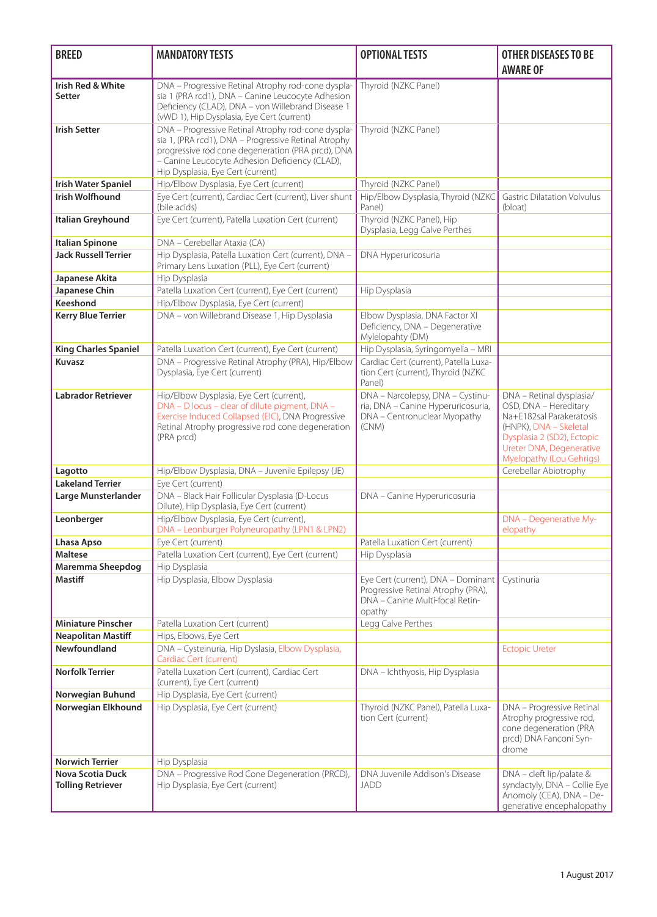| BREED | MANDATORY TESTS | OPTIONAL TESTS | OTHER DISEASES TO BE AWARE OF |
|---|---|---|---|
| **Irish Red & White Setter** | DNA – Progressive Retinal Atrophy rod-cone dysplasia 1 (PRA rcd1), DNA – Canine Leucocyte Adhesion Deficiency (CLAD), DNA – von Willebrand Disease 1 (vWD 1), Hip Dysplasia, Eye Cert (current) | Thyroid (NZKC Panel) | |
| **Irish Setter** | DNA – Progressive Retinal Atrophy rod-cone dysplasia 1, (PRA rcd1), DNA – Progressive Retinal Atrophy progressive rod cone degeneration (PRA prcd), DNA – Canine Leucocyte Adhesion Deficiency (CLAD), Hip Dysplasia, Eye Cert (current) | Thyroid (NZKC Panel) | |
| **Irish Water Spaniel** | Hip/Elbow Dysplasia, Eye Cert (current) | Thyroid (NZKC Panel) | |
| **Irish Wolfhound** | Eye Cert (current), Cardiac Cert (current), Liver shunt (bile acids) | Hip/Elbow Dysplasia, Thyroid (NZKC Panel) | Gastric Dilatation Volvulus (bloat) |
| **Italian Greyhound** | Eye Cert (current), Patella Luxation Cert (current) | Thyroid (NZKC Panel), Hip Dysplasia, Legg Calve Perthes | |
| **Italian Spinone** | DNA – Cerebellar Ataxia (CA) | | |
| **Jack Russell Terrier** | Hip Dysplasia, Patella Luxation Cert (current), DNA – Primary Lens Luxation (PLL), Eye Cert (current) | DNA Hyperuricosuria | |
| **Japanese Akita** | Hip Dysplasia | | |
| **Japanese Chin** | Patella Luxation Cert (current), Eye Cert (current) | Hip Dysplasia | |
| **Keeshond** | Hip/Elbow Dysplasia, Eye Cert (current) | | |
| **Kerry Blue Terrier** | DNA – von Willebrand Disease 1, Hip Dysplasia | Elbow Dysplasia, DNA Factor XI Deficiency, DNA – Degenerative Mylelopathy (DM) | |
| **King Charles Spaniel** | Patella Luxation Cert (current), Eye Cert (current) | Hip Dysplasia, Syringomyelia – MRI | |
| **Kuvasz** | DNA – Progressive Retinal Atrophy (PRA), Hip/Elbow Dysplasia, Eye Cert (current) | Cardiac Cert (current), Patella Luxation Cert (current), Thyroid (NZKC Panel) | |
| **Labrador Retriever** | Hip/Elbow Dysplasia, Eye Cert (current), DNA – D locus – clear of dilute pigment, DNA – Exercise Induced Collapsed (EIC), DNA Progressive Retinal Atrophy progressive rod cone degeneration (PRA prcd) | DNA – Narcolepsy, DNA – Cystinuria, DNA – Canine Hyperuricosuria, DNA – Centronuclear Myopathy (CNM) | DNA – Retinal dysplasia/ OSD, DNA – Hereditary Na+E182sal Parakeratosis (HNPK), DNA – Skeletal Dysplasia 2 (SD2), Ectopic Ureter DNA, Degenerative Myelopathy (Lou Gehrigs) |
| **Lagotto** | Hip/Elbow Dysplasia, DNA – Juvenile Epilepsy (JE) | | Cerebellar Abiotrophy |
| **Lakeland Terrier** | Eye Cert (current) | | |
| **Large Munsterlander** | DNA – Black Hair Follicular Dysplasia (D-Locus Dilute), Hip Dysplasia, Eye Cert (current) | DNA – Canine Hyperuricosuria | |
| **Leonberger** | Hip/Elbow Dysplasia, Eye Cert (current), DNA – Leonburger Polyneuropathy (LPN1 & LPN2) | | DNA – Degenerative Myelopathy |
| **Lhasa Apso** | Eye Cert (current) | Patella Luxation Cert (current) | |
| **Maltese** | Patella Luxation Cert (current), Eye Cert (current) | Hip Dysplasia | |
| **Maremma Sheepdog** | Hip Dysplasia | | |
| **Mastiff** | Hip Dysplasia, Elbow Dysplasia | Eye Cert (current), DNA – Dominant Progressive Retinal Atrophy (PRA), DNA – Canine Multi-focal Retinopathy | Cystinuria |
| **Miniature Pinscher** | Patella Luxation Cert (current) | Legg Calve Perthes | |
| **Neapolitan Mastiff** | Hips, Elbows, Eye Cert | | |
| **Newfoundland** | DNA – Cysteinuria, Hip Dyslasia, Elbow Dysplasia, Cardiac Cert (current) | | Ectopic Ureter |
| **Norfolk Terrier** | Patella Luxation Cert (current), Cardiac Cert (current), Eye Cert (current) | DNA – Ichthyosis, Hip Dysplasia | |
| **Norwegian Buhund** | Hip Dysplasia, Eye Cert (current) | | |
| **Norwegian Elkhound** | Hip Dysplasia, Eye Cert (current) | Thyroid (NZKC Panel), Patella Luxation Cert (current) | DNA – Progressive Retinal Atrophy progressive rod, cone degeneration (PRA prcd) DNA Fanconi Syndrome |
| **Norwich Terrier** | Hip Dysplasia | | |
| **Nova Scotia Duck Tolling Retriever** | DNA – Progressive Rod Cone Degeneration (PRCD), Hip Dysplasia, Eye Cert (current) | DNA Juvenile Addison's Disease JADD | DNA – cleft lip/palate & syndactyly, DNA – Collie Eye Anomoly (CEA), DNA – Degenerative encephalopathy |

1 August 2017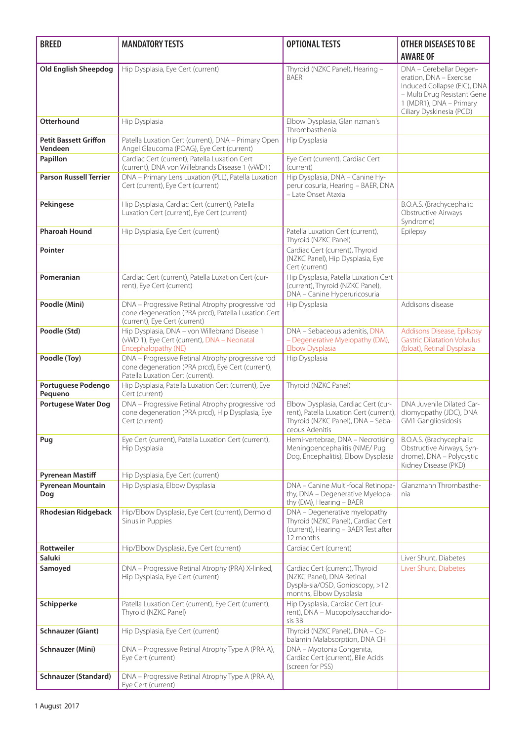| BREED | MANDATORY TESTS | OPTIONAL TESTS | OTHER DISEASES TO BE AWARE OF |
|---|---|---|---|
| **Old English Sheepdog** | Hip Dysplasia, Eye Cert (current) | Thyroid (NZKC Panel), Hearing – BAER | DNA – Cerebellar Degeneration, DNA – Exercise Induced Collapse (EIC), DNA – Multi Drug Resistant Gene 1 (MDR1), DNA – Primary Ciliary Dyskinesia (PCD) |
| **Otterhound** | Hip Dysplasia | Elbow Dysplasia, Glan nzman's Thrombasthenia | |
| **Petit Bassett Griffon Vendeen** | Patella Luxation Cert (current), DNA – Primary Open Angel Glaucoma (POAG), Eye Cert (current) | Hip Dysplasia | |
| **Papillon** | Cardiac Cert (current), Patella Luxation Cert (current), DNA von Willebrands Disease 1 (vWD1) | Eye Cert (current), Cardiac Cert (current) | |
| **Parson Russell Terrier** | DNA – Primary Lens Luxation (PLL), Patella Luxation Cert (current), Eye Cert (current) | Hip Dysplasia, DNA – Canine Hyperuricosuria, Hearing – BAER, DNA – Late Onset Ataxia | |
| **Pekingese** | Hip Dysplasia, Cardiac Cert (current), Patella Luxation Cert (current), Eye Cert (current) | | B.O.A.S. (Brachycephalic Obstructive Airways Syndrome) |
| **Pharoah Hound** | Hip Dysplasia, Eye Cert (current) | Patella Luxation Cert (current), Thyroid (NZKC Panel) | Epilepsy |
| **Pointer** | | Cardiac Cert (current), Thyroid (NZKC Panel), Hip Dysplasia, Eye Cert (current) | |
| **Pomeranian** | Cardiac Cert (current), Patella Luxation Cert (current), Eye Cert (current) | Hip Dysplasia, Patella Luxation Cert (current), Thyroid (NZKC Panel), DNA – Canine Hyperuricosuria | |
| **Poodle (Mini)** | DNA – Progressive Retinal Atrophy progressive rod cone degeneration (PRA prcd), Patella Luxation Cert (current), Eye Cert (current) | Hip Dysplasia | Addisons disease |
| **Poodle (Std)** | Hip Dysplasia, DNA – von Willebrand Disease 1 (vWD 1), Eye Cert (current), DNA – Neonatal Encephalopathy (NE) | DNA – Sebaceous adenitis, DNA – Degenerative Myelopathy (DM), Elbow Dysplasia | Addisons Disease, Epilspsy Gastric Dilatation Volvulus (bloat), Retinal Dysplasia |
| **Poodle (Toy)** | DNA – Progressive Retinal Atrophy progressive rod cone degeneration (PRA prcd), Eye Cert (current), Patella Luxation Cert (current). | Hip Dysplasia | |
| **Portuguese Podengo Pequeno** | Hip Dysplasia, Patella Luxation Cert (current), Eye Cert (current) | Thyroid (NZKC Panel) | |
| **Portugese Water Dog** | DNA – Progressive Retinal Atrophy progressive rod cone degeneration (PRA prcd), Hip Dysplasia, Eye Cert (current) | Elbow Dysplasia, Cardiac Cert (current), Patella Luxation Cert (current), Thyroid (NZKC Panel), DNA – Sebaceous Adenitis | DNA Juvenile Dilated Cardiomyopathy (JDC), DNA GM1 Gangliosidosis |
| **Pug** | Eye Cert (current), Patella Luxation Cert (current), Hip Dysplasia | Hemi-vertebrae, DNA – Necrotising Meningoencephalitis (NME/ Pug Dog, Encephalitis), Elbow Dysplasia | B.O.A.S. (Brachycephalic Obstructive Airways, Syndrome), DNA – Polycystic Kidney Disease (PKD) |
| **Pyrenean Mastiff** | Hip Dysplasia, Eye Cert (current) | | |
| **Pyrenean Mountain Dog** | Hip Dysplasia, Elbow Dysplasia | DNA – Canine Multi-focal Retinopathy, DNA – Degenerative Myelopathy (DM), Hearing – BAER | Glanzmann Thrombasthenia |
| **Rhodesian Ridgeback** | Hip/Elbow Dysplasia, Eye Cert (current), Dermoid Sinus in Puppies | DNA – Degenerative myelopathy Thyroid (NZKC Panel), Cardiac Cert (current), Hearing – BAER Test after 12 months | |
| **Rottweiler** | Hip/Elbow Dysplasia, Eye Cert (current) | Cardiac Cert (current) | |
| **Saluki** | | | Liver Shunt, Diabetes |
| **Samoyed** | DNA – Progressive Retinal Atrophy (PRA) X-linked, Hip Dysplasia, Eye Cert (current) | Cardiac Cert (current), Thyroid (NZKC Panel), DNA Retinal Dyspla-sia/OSD, Gonioscopy, >12 months, Elbow Dysplasia | Liver Shunt, Diabetes |
| **Schipperke** | Patella Luxation Cert (current), Eye Cert (current), Thyroid (NZKC Panel) | Hip Dysplasia, Cardiac Cert (current), DNA – Mucopolysaccharidosis 3B | |
| **Schnauzer (Giant)** | Hip Dysplasia, Eye Cert (current) | Thyroid (NZKC Panel), DNA – Cobalamin Malabsorption, DNA CH | |
| **Schnauzer (Mini)** | DNA – Progressive Retinal Atrophy Type A (PRA A), Eye Cert (current) | DNA – Myotonia Congenita, Cardiac Cert (current), Bile Acids (screen for PSS) | |
| **Schnauzer (Standard)** | DNA – Progressive Retinal Atrophy Type A (PRA A), Eye Cert (current) | | |

1 August 2017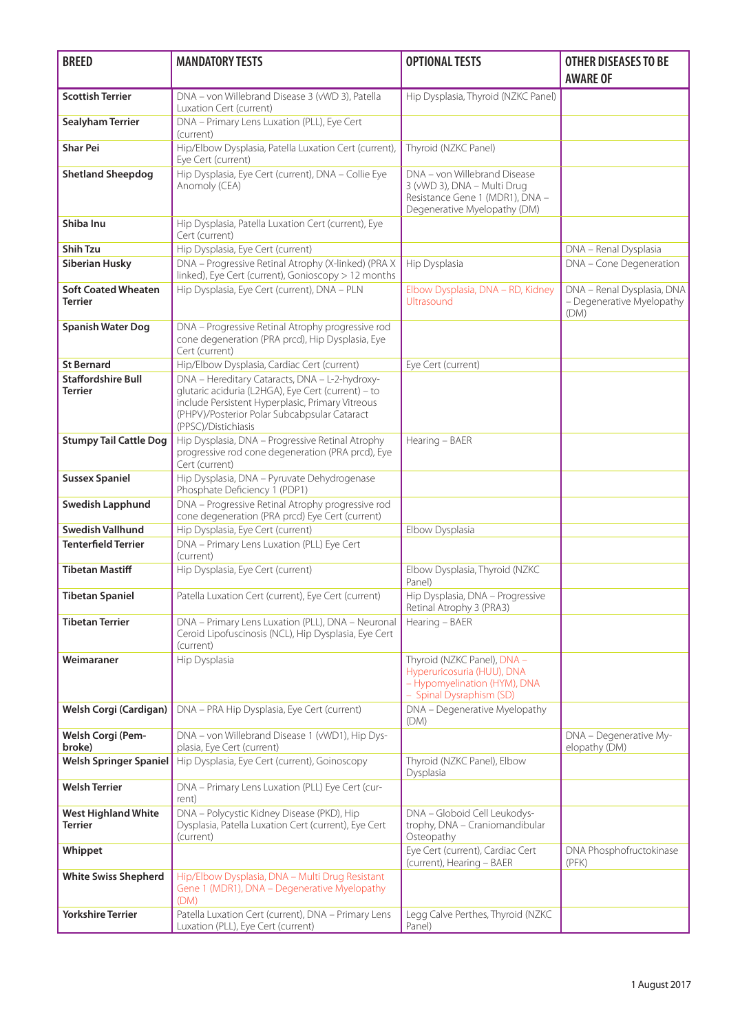| BREED | MANDATORY TESTS | OPTIONAL TESTS | OTHER DISEASES TO BE AWARE OF |
|---|---|---|---|
| **Scottish Terrier** | DNA – von Willebrand Disease 3 (vWD 3), Patella Luxation Cert (current) | Hip Dysplasia, Thyroid (NZKC Panel) | |
| **Sealyham Terrier** | DNA – Primary Lens Luxation (PLL), Eye Cert (current) | | |
| **Shar Pei** | Hip/Elbow Dysplasia, Patella Luxation Cert (current), Eye Cert (current) | Thyroid (NZKC Panel) | |
| **Shetland Sheepdog** | Hip Dysplasia, Eye Cert (current), DNA – Collie Eye Anomoly (CEA) | DNA – von Willebrand Disease 3 (vWD 3), DNA – Multi Drug Resistance Gene 1 (MDR1), DNA – Degenerative Myelopathy (DM) | |
| **Shiba Inu** | Hip Dysplasia, Patella Luxation Cert (current), Eye Cert (current) | | |
| **Shih Tzu** | Hip Dysplasia, Eye Cert (current) | | DNA – Renal Dysplasia |
| **Siberian Husky** | DNA – Progressive Retinal Atrophy (X-linked) (PRA X linked), Eye Cert (current), Gonioscopy > 12 months | Hip Dysplasia | DNA – Cone Degeneration |
| **Soft Coated Wheaten Terrier** | Hip Dysplasia, Eye Cert (current), DNA – PLN | Elbow Dysplasia, DNA – RD, Kidney Ultrasound | DNA – Renal Dysplasia, DNA – Degenerative Myelopathy (DM) |
| **Spanish Water Dog** | DNA – Progressive Retinal Atrophy progressive rod cone degeneration (PRA prcd), Hip Dysplasia, Eye Cert (current) | | |
| **St Bernard** | Hip/Elbow Dysplasia, Cardiac Cert (current) | Eye Cert (current) | |
| **Staffordshire Bull Terrier** | DNA – Hereditary Cataracts, DNA – L-2-hydroxy-glutaric aciduria (L2HGA), Eye Cert (current) – to include Persistent Hyperplasic, Primary Vitreous (PHPV)/Posterior Polar Subcabpsular Cataract (PPSC)/Distichiasis | | |
| **Stumpy Tail Cattle Dog** | Hip Dysplasia, DNA – Progressive Retinal Atrophy progressive rod cone degeneration (PRA prcd), Eye Cert (current) | Hearing – BAER | |
| **Sussex Spaniel** | Hip Dysplasia, DNA – Pyruvate Dehydrogenase Phosphate Deficiency 1 (PDP1) | | |
| **Swedish Lapphund** | DNA – Progressive Retinal Atrophy progressive rod cone degeneration (PRA prcd) Eye Cert (current) | | |
| **Swedish Vallhund** | Hip Dysplasia, Eye Cert (current) | Elbow Dysplasia | |
| **Tenterfield Terrier** | DNA – Primary Lens Luxation (PLL) Eye Cert (current) | | |
| **Tibetan Mastiff** | Hip Dysplasia, Eye Cert (current) | Elbow Dysplasia, Thyroid (NZKC Panel) | |
| **Tibetan Spaniel** | Patella Luxation Cert (current), Eye Cert (current) | Hip Dysplasia, DNA – Progressive Retinal Atrophy 3 (PRA3) | |
| **Tibetan Terrier** | DNA – Primary Lens Luxation (PLL), DNA – Neuronal Ceroid Lipofuscinosis (NCL), Hip Dysplasia, Eye Cert (current) | Hearing – BAER | |
| **Weimaraner** | Hip Dysplasia | Thyroid (NZKC Panel), DNA – Hyperuricosuria (HUU), DNA – Hypomyelination (HYM), DNA – Spinal Dysraphism (SD) | |
| **Welsh Corgi (Cardigan)** | DNA – PRA Hip Dysplasia, Eye Cert (current) | DNA – Degenerative Myelopathy (DM) | |
| **Welsh Corgi (Pembroke)** | DNA – von Willebrand Disease 1 (vWD1), Hip Dysplasia, Eye Cert (current) | | DNA – Degenerative Myelopathy (DM) |
| **Welsh Springer Spaniel** | Hip Dysplasia, Eye Cert (current), Goinoscopy | Thyroid (NZKC Panel), Elbow Dysplasia | |
| **Welsh Terrier** | DNA – Primary Lens Luxation (PLL) Eye Cert (current) | | |
| **West Highland White Terrier** | DNA – Polycystic Kidney Disease (PKD), Hip Dysplasia, Patella Luxation Cert (current), Eye Cert (current) | DNA – Globoid Cell Leukodystrophy, DNA – Craniomandibular Osteopathy | |
| **Whippet** | | Eye Cert (current), Cardiac Cert (current), Hearing – BAER | DNA Phosphofructokinase (PFK) |
| **White Swiss Shepherd** | Hip/Elbow Dysplasia, DNA – Multi Drug Resistant Gene 1 (MDR1), DNA – Degenerative Myelopathy (DM) | | |
| **Yorkshire Terrier** | Patella Luxation Cert (current), DNA – Primary Lens Luxation (PLL), Eye Cert (current) | Legg Calve Perthes, Thyroid (NZKC Panel) | |

1 August 2017